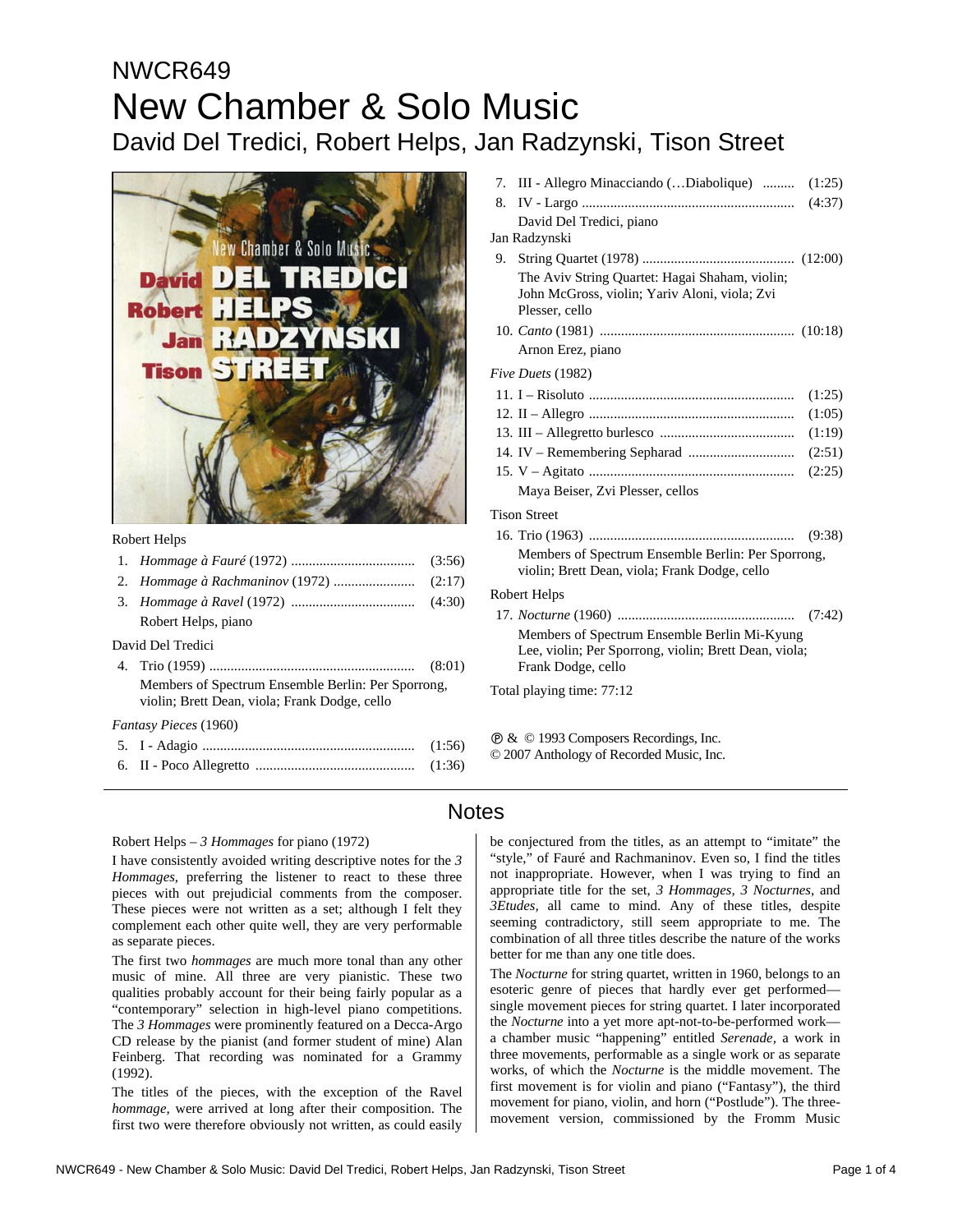# NWCR649

# New Chamber & Solo Music

## David Del Tredici, Robert Helps, Jan Radzynski, Tison Street

Robert Helps

1. *Hommage à Fauré* (1972) .................................. (3:56)
2. *Hommage à Rachmaninov* (1972) ...................... (2:17)
3. *Hommage à Ravel* (1972) .................................. (4:30)

   Robert Helps, piano

David Del Tredici

4. Trio (1959) ......................................................... (8:01)

   Members of Spectrum Ensemble Berlin: Per Sporrong, violin; Brett Dean, viola; Frank Dodge, cello

*Fantasy Pieces* (1960)

5. I - Adagio ........................................................... (1:56)
6. II - Poco Allegretto ............................................ (1:36)
7. III - Allegro Minacciando (…Diabolique) ......... (1:25)
8. IV - Largo ........................................................... (4:37)

   David Del Tredici, piano

Jan Radzynski

9. String Quartet (1978) .......................................... (12:00)

   The Aviv String Quartet: Hagai Shaham, violin; John McGross, violin; Yariv Aloni, viola; Zvi Plesser, cello

10. *Canto* (1981) ...................................................... (10:18)

    Arnon Erez, piano

*Five Duets* (1982)

11. I – Risoluto ......................................................... (1:25)
12. II – Allegro ......................................................... (1:05)
13. III – Allegretto burlesco ..................................... (1:19)
14. IV – Remembering Sepharad .............................. (2:51)
15. V – Agitato ......................................................... (2:25)

    Maya Beiser, Zvi Plesser, cellos

Tison Street

16. Trio (1963) .......................................................... (9:38)

    Members of Spectrum Ensemble Berlin: Per Sporrong, violin; Brett Dean, viola; Frank Dodge, cello

Robert Helps

17. *Nocturne* (1960) ................................................. (7:42)

    Members of Spectrum Ensemble Berlin Mi-Kyung Lee, violin; Per Sporrong, violin; Brett Dean, viola; Frank Dodge, cello

Total playing time: 77:12

℗ & © 1993 Composers Recordings, Inc.
© 2007 Anthology of Recorded Music, Inc.

## Notes

Robert Helps – *3 Hommages* for piano (1972)

I have consistently avoided writing descriptive notes for the *3 Hommages,* preferring the listener to react to these three pieces with out prejudicial comments from the composer. These pieces were not written as a set; although I felt they complement each other quite well, they are very performable as separate pieces.

The first two *hommages* are much more tonal than any other music of mine. All three are very pianistic. These two qualities probably account for their being fairly popular as a "contemporary" selection in high-level piano competitions. The *3 Hommages* were prominently featured on a Decca-Argo CD release by the pianist (and former student of mine) Alan Feinberg. That recording was nominated for a Grammy (1992).

The titles of the pieces, with the exception of the Ravel *hommage,* were arrived at long after their composition. The first two were therefore obviously not written, as could easily be conjectured from the titles, as an attempt to "imitate" the "style," of Fauré and Rachmaninov. Even so, I find the titles not inappropriate. However, when I was trying to find an appropriate title for the set, *3 Hommages, 3 Nocturnes*, and *3Etudes,* all came to mind. Any of these titles, despite seeming contradictory, still seem appropriate to me. The combination of all three titles describe the nature of the works better for me than any one title does.

The *Nocturne* for string quartet, written in 1960, belongs to an esoteric genre of pieces that hardly ever get performed—single movement pieces for string quartet. I later incorporated the *Nocturne* into a yet more apt-not-to-be-performed work—a chamber music "happening" entitled *Serenade,* a work in three movements, performable as a single work or as separate works, of which the *Nocturne* is the middle movement. The first movement is for violin and piano ("Fantasy"), the third movement for piano, violin, and horn ("Postlude"). The three-movement version, commissioned by the Fromm Music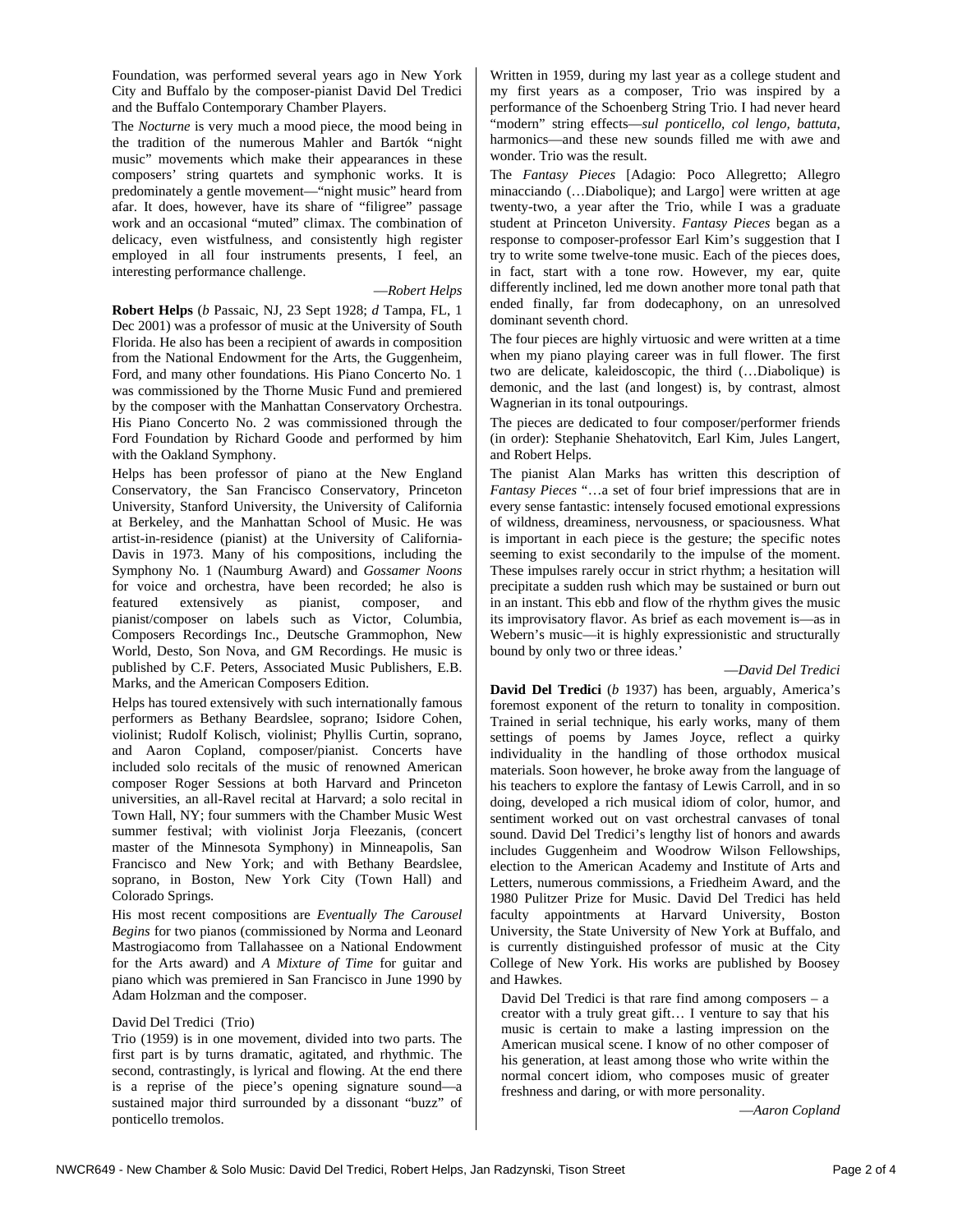Foundation, was performed several years ago in New York City and Buffalo by the composer-pianist David Del Tredici and the Buffalo Contemporary Chamber Players.

The *Nocturne* is very much a mood piece, the mood being in the tradition of the numerous Mahler and Bartók "night music" movements which make their appearances in these composers' string quartets and symphonic works. It is predominately a gentle movement—"night music" heard from afar. It does, however, have its share of "filigree" passage work and an occasional "muted" climax. The combination of delicacy, even wistfulness, and consistently high register employed in all four instruments presents, I feel, an interesting performance challenge.

—*Robert Helps*

**Robert Helps** (*b* Passaic, NJ, 23 Sept 1928; *d* Tampa, FL, 1 Dec 2001) was a professor of music at the University of South Florida. He also has been a recipient of awards in composition from the National Endowment for the Arts, the Guggenheim, Ford, and many other foundations. His Piano Concerto No. 1 was commissioned by the Thorne Music Fund and premiered by the composer with the Manhattan Conservatory Orchestra. His Piano Concerto No. 2 was commissioned through the Ford Foundation by Richard Goode and performed by him with the Oakland Symphony.

Helps has been professor of piano at the New England Conservatory, the San Francisco Conservatory, Princeton University, Stanford University, the University of California at Berkeley, and the Manhattan School of Music. He was artist-in-residence (pianist) at the University of California-Davis in 1973. Many of his compositions, including the Symphony No. 1 (Naumburg Award) and *Gossamer Noons* for voice and orchestra, have been recorded; he also is featured extensively as pianist, composer, and pianist/composer on labels such as Victor, Columbia, Composers Recordings Inc., Deutsche Grammophon, New World, Desto, Son Nova, and GM Recordings. His music is published by C.F. Peters, Associated Music Publishers, E.B. Marks, and the American Composers Edition.

Helps has toured extensively with such internationally famous performers as Bethany Beardslee, soprano; Isidore Cohen, violinist; Rudolf Kolisch, violinist; Phyllis Curtin, soprano, and Aaron Copland, composer/pianist. Concerts have included solo recitals of the music of renowned American composer Roger Sessions at both Harvard and Princeton universities, an all-Ravel recital at Harvard; a solo recital in Town Hall, NY; four summers with the Chamber Music West summer festival; with violinist Jorja Fleezanis, (concert master of the Minnesota Symphony) in Minneapolis, San Francisco and New York; and with Bethany Beardslee, soprano, in Boston, New York City (Town Hall) and Colorado Springs.

His most recent compositions are *Eventually The Carousel Begins* for two pianos (commissioned by Norma and Leonard Mastrogiacomo from Tallahassee on a National Endowment for the Arts award) and *A Mixture of Time* for guitar and piano which was premiered in San Francisco in June 1990 by Adam Holzman and the composer.

David Del Tredici (Trio)

Trio (1959) is in one movement, divided into two parts. The first part is by turns dramatic, agitated, and rhythmic. The second, contrastingly, is lyrical and flowing. At the end there is a reprise of the piece's opening signature sound—a sustained major third surrounded by a dissonant "buzz" of ponticello tremolos.

Written in 1959, during my last year as a college student and my first years as a composer, Trio was inspired by a performance of the Schoenberg String Trio. I had never heard "modern" string effects—*sul ponticello, col lengo, battuta,* harmonics—and these new sounds filled me with awe and wonder. Trio was the result.

The *Fantasy Pieces* [Adagio: Poco Allegretto; Allegro minacciando (…Diabolique); and Largo] were written at age twenty-two, a year after the Trio, while I was a graduate student at Princeton University. *Fantasy Pieces* began as a response to composer-professor Earl Kim's suggestion that I try to write some twelve-tone music. Each of the pieces does, in fact, start with a tone row. However, my ear, quite differently inclined, led me down another more tonal path that ended finally, far from dodecaphony, on an unresolved dominant seventh chord.

The four pieces are highly virtuosic and were written at a time when my piano playing career was in full flower. The first two are delicate, kaleidoscopic, the third (…Diabolique) is demonic, and the last (and longest) is, by contrast, almost Wagnerian in its tonal outpourings.

The pieces are dedicated to four composer/performer friends (in order): Stephanie Shehatovitch, Earl Kim, Jules Langert, and Robert Helps.

The pianist Alan Marks has written this description of *Fantasy Pieces* "…a set of four brief impressions that are in every sense fantastic: intensely focused emotional expressions of wildness, dreaminess, nervousness, or spaciousness. What is important in each piece is the gesture; the specific notes seeming to exist secondarily to the impulse of the moment. These impulses rarely occur in strict rhythm; a hesitation will precipitate a sudden rush which may be sustained or burn out in an instant. This ebb and flow of the rhythm gives the music its improvisatory flavor. As brief as each movement is—as in Webern's music—it is highly expressionistic and structurally bound by only two or three ideas.'

—*David Del Tredici*

**David Del Tredici** (*b* 1937) has been, arguably, America's foremost exponent of the return to tonality in composition. Trained in serial technique, his early works, many of them settings of poems by James Joyce, reflect a quirky individuality in the handling of those orthodox musical materials. Soon however, he broke away from the language of his teachers to explore the fantasy of Lewis Carroll, and in so doing, developed a rich musical idiom of color, humor, and sentiment worked out on vast orchestral canvases of tonal sound. David Del Tredici's lengthy list of honors and awards includes Guggenheim and Woodrow Wilson Fellowships, election to the American Academy and Institute of Arts and Letters, numerous commissions, a Friedheim Award, and the 1980 Pulitzer Prize for Music. David Del Tredici has held faculty appointments at Harvard University, Boston University, the State University of New York at Buffalo, and is currently distinguished professor of music at the City College of New York. His works are published by Boosey and Hawkes.

> David Del Tredici is that rare find among composers – a creator with a truly great gift… I venture to say that his music is certain to make a lasting impression on the American musical scene. I know of no other composer of his generation, at least among those who write within the normal concert idiom, who composes music of greater freshness and daring, or with more personality.
>
> —*Aaron Copland*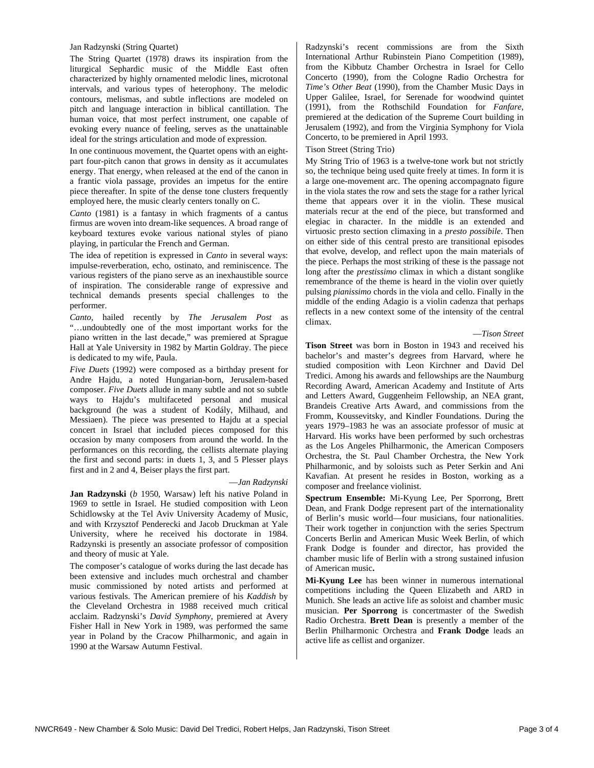Jan Radzynski (String Quartet)

The String Quartet (1978) draws its inspiration from the liturgical Sephardic music of the Middle East often characterized by highly ornamented melodic lines, microtonal intervals, and various types of heterophony. The melodic contours, melismas, and subtle inflections are modeled on pitch and language interaction in biblical cantillation. The human voice, that most perfect instrument, one capable of evoking every nuance of feeling, serves as the unattainable ideal for the strings articulation and mode of expression.

In one continuous movement, the Quartet opens with an eight-part four-pitch canon that grows in density as it accumulates energy. That energy, when released at the end of the canon in a frantic viola passage, provides an impetus for the entire piece thereafter. In spite of the dense tone clusters frequently employed here, the music clearly centers tonally on C.

*Canto* (1981) is a fantasy in which fragments of a cantus firmus are woven into dream-like sequences. A broad range of keyboard textures evoke various national styles of piano playing, in particular the French and German.

The idea of repetition is expressed in *Canto* in several ways: impulse-reverberation, echo, ostinato, and reminiscence. The various registers of the piano serve as an inexhaustible source of inspiration. The considerable range of expressive and technical demands presents special challenges to the performer.

*Canto,* hailed recently by *The Jerusalem Post* as "…undoubtedly one of the most important works for the piano written in the last decade," was premiered at Sprague Hall at Yale University in 1982 by Martin Goldray. The piece is dedicated to my wife, Paula.

*Five Duets* (1992) were composed as a birthday present for Andre Hajdu, a noted Hungarian-born, Jerusalem-based composer. *Five Duets* allude in many subtle and not so subtle ways to Hajdu's multifaceted personal and musical background (he was a student of Kodály, Milhaud, and Messiaen). The piece was presented to Hajdu at a special concert in Israel that included pieces composed for this occasion by many composers from around the world. In the performances on this recording, the cellists alternate playing the first and second parts: in duets 1, 3, and 5 Plesser plays first and in 2 and 4, Beiser plays the first part.

—*Jan Radzynski*

**Jan Radzynski** (*b* 1950, Warsaw) left his native Poland in 1969 to settle in Israel. He studied composition with Leon Schidlowsky at the Tel Aviv University Academy of Music, and with Krzysztof Penderecki and Jacob Druckman at Yale University, where he received his doctorate in 1984. Radzynski is presently an associate professor of composition and theory of music at Yale.

The composer's catalogue of works during the last decade has been extensive and includes much orchestral and chamber music commissioned by noted artists and performed at various festivals. The American premiere of his *Kaddish* by the Cleveland Orchestra in 1988 received much critical acclaim. Radzynski's *David Symphony,* premiered at Avery Fisher Hall in New York in 1989, was performed the same year in Poland by the Cracow Philharmonic, and again in 1990 at the Warsaw Autumn Festival.

Radzynski's recent commissions are from the Sixth International Arthur Rubinstein Piano Competition (1989), from the Kibbutz Chamber Orchestra in Israel for Cello Concerto (1990), from the Cologne Radio Orchestra for *Time's Other Beat* (1990), from the Chamber Music Days in Upper Galilee, Israel, for Serenade for woodwind quintet (1991), from the Rothschild Foundation for *Fanfare,* premiered at the dedication of the Supreme Court building in Jerusalem (1992), and from the Virginia Symphony for Viola Concerto, to be premiered in April 1993.

Tison Street (String Trio)

My String Trio of 1963 is a twelve-tone work but not strictly so, the technique being used quite freely at times. In form it is a large one-movement arc. The opening accompagnato figure in the viola states the row and sets the stage for a rather lyrical theme that appears over it in the violin. These musical materials recur at the end of the piece, but transformed and elegiac in character. In the middle is an extended and virtuosic presto section climaxing in a *presto possibile*. Then on either side of this central presto are transitional episodes that evolve, develop, and reflect upon the main materials of the piece. Perhaps the most striking of these is the passage not long after the *prestissimo* climax in which a distant songlike remembrance of the theme is heard in the violin over quietly pulsing *pianissimo* chords in the viola and cello. Finally in the middle of the ending Adagio is a violin cadenza that perhaps reflects in a new context some of the intensity of the central climax.

—*Tison Street*

**Tison Street** was born in Boston in 1943 and received his bachelor's and master's degrees from Harvard, where he studied composition with Leon Kirchner and David Del Tredici. Among his awards and fellowships are the Naumburg Recording Award, American Academy and Institute of Arts and Letters Award, Guggenheim Fellowship, an NEA grant, Brandeis Creative Arts Award, and commissions from the Fromm, Koussevitsky, and Kindler Foundations. During the years 1979–1983 he was an associate professor of music at Harvard. His works have been performed by such orchestras as the Los Angeles Philharmonic, the American Composers Orchestra, the St. Paul Chamber Orchestra, the New York Philharmonic, and by soloists such as Peter Serkin and Ani Kavafian. At present he resides in Boston, working as a composer and freelance violinist.

**Spectrum Ensemble:** Mi-Kyung Lee, Per Sporrong, Brett Dean, and Frank Dodge represent part of the internationality of Berlin's music world—four musicians, four nationalities. Their work together in conjunction with the series Spectrum Concerts Berlin and American Music Week Berlin, of which Frank Dodge is founder and director, has provided the chamber music life of Berlin with a strong sustained infusion of American music**.**

**Mi-Kyung Lee** has been winner in numerous international competitions including the Queen Elizabeth and ARD in Munich. She leads an active life as soloist and chamber music musician. **Per Sporrong** is concertmaster of the Swedish Radio Orchestra. **Brett Dean** is presently a member of the Berlin Philharmonic Orchestra and **Frank Dodge** leads an active life as cellist and organizer.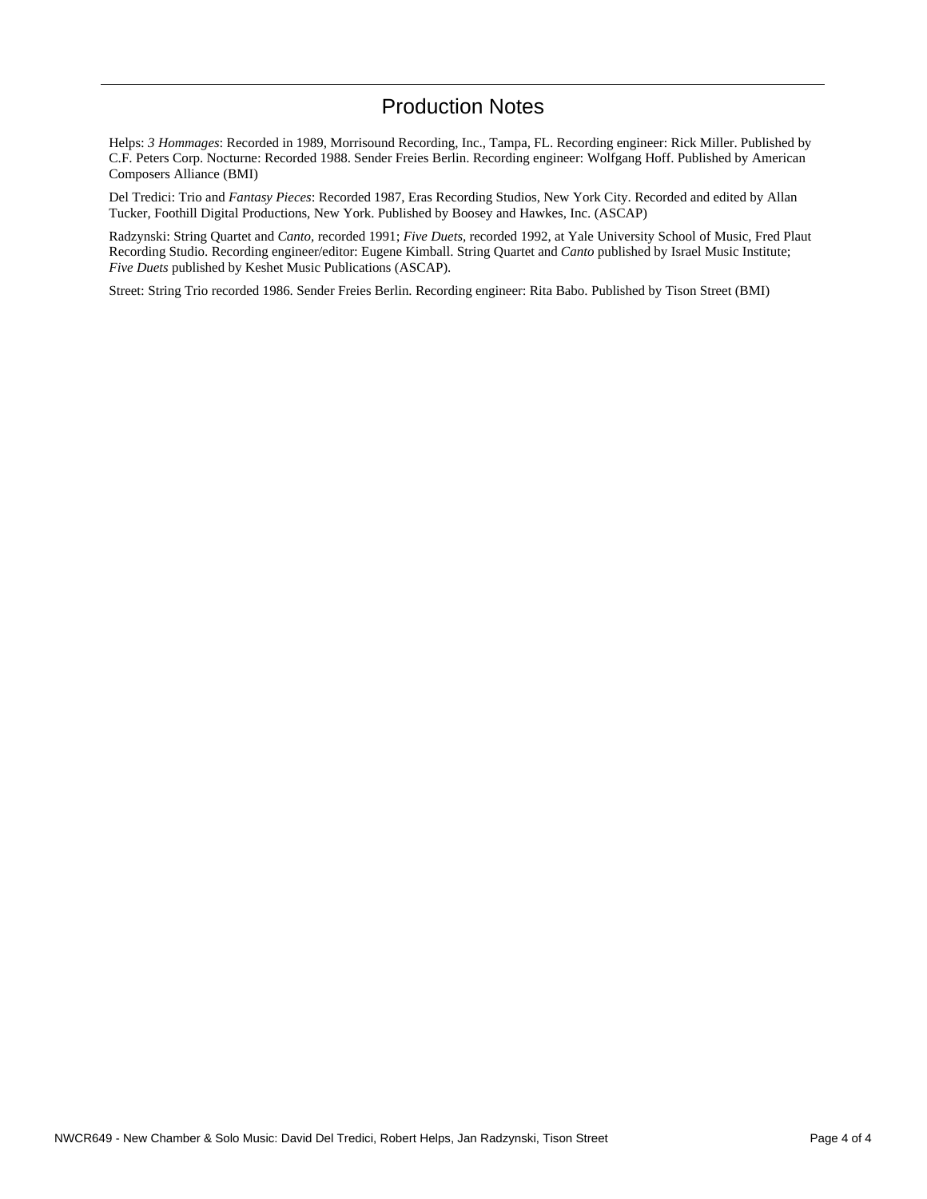## Production Notes

Helps: *3 Hommages*: Recorded in 1989, Morrisound Recording, Inc., Tampa, FL. Recording engineer: Rick Miller. Published by C.F. Peters Corp. Nocturne: Recorded 1988. Sender Freies Berlin. Recording engineer: Wolfgang Hoff. Published by American Composers Alliance (BMI)

Del Tredici: Trio and *Fantasy Pieces*: Recorded 1987, Eras Recording Studios, New York City. Recorded and edited by Allan Tucker, Foothill Digital Productions, New York. Published by Boosey and Hawkes, Inc. (ASCAP)

Radzynski: String Quartet and *Canto*, recorded 1991; *Five Duets*, recorded 1992, at Yale University School of Music, Fred Plaut Recording Studio. Recording engineer/editor: Eugene Kimball. String Quartet and *Canto* published by Israel Music Institute; *Five Duets* published by Keshet Music Publications (ASCAP).

Street: String Trio recorded 1986. Sender Freies Berlin. Recording engineer: Rita Babo. Published by Tison Street (BMI)